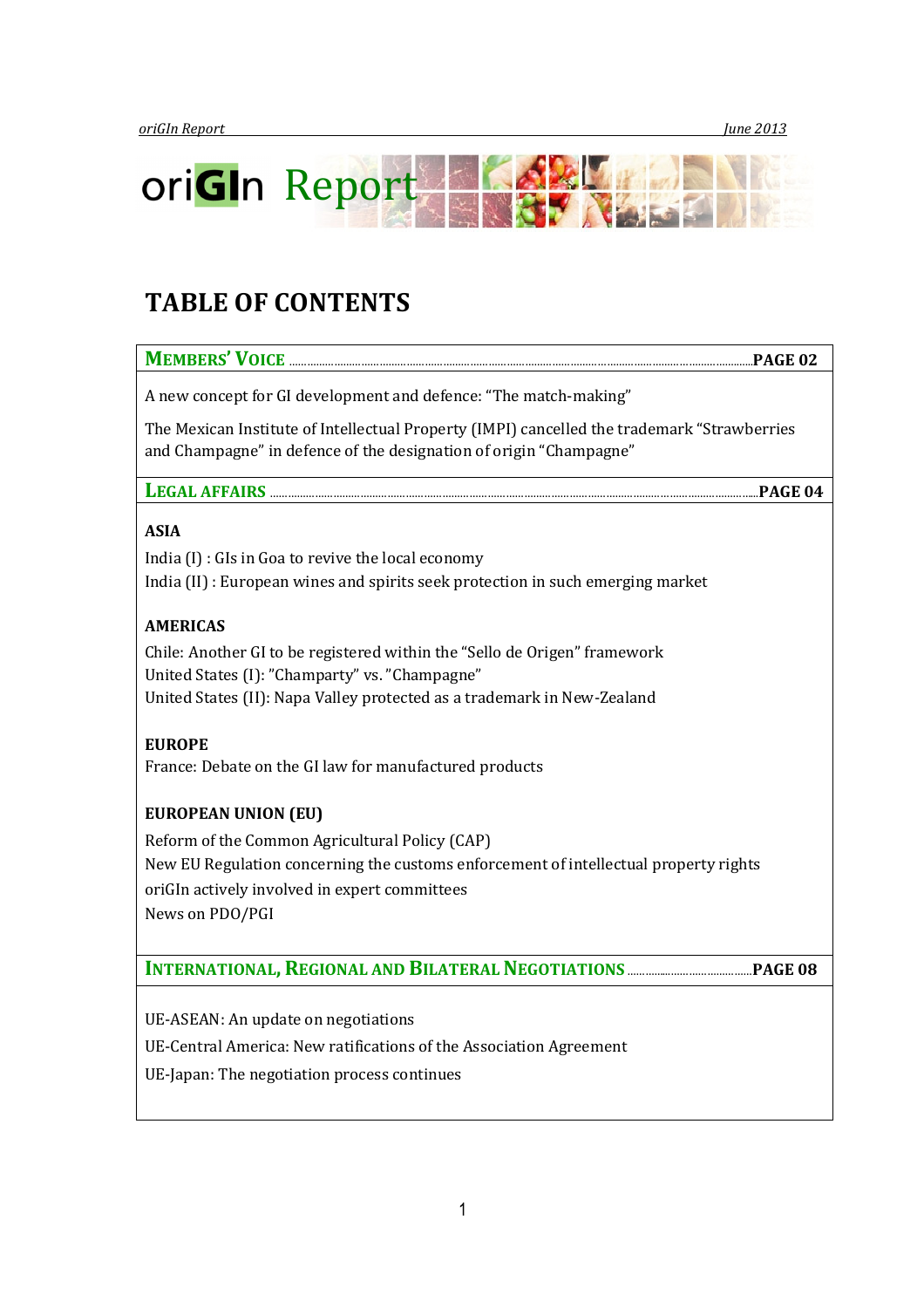# oriGIn Report

## TABLE OF CONTENTS

### MEMBERS' VOICE ....................................................................................................PAGE 02

A new concept for GI development and defence: "The match-making"

The Mexican Institute of Intellectual Property (IMPI) cancelled the trademark "Strawberries and Champagne" in defence of the designation of origin "Champagne"

### LEGAL AFFAIRS ....................................................................................................PAGE 04

**ASIA**

India (I) : GIs in Goa to revive the local economy
India (II) : European wines and spirits seek protection in such emerging market

**AMERICAS**

Chile: Another GI to be registered within the "Sello de Origen" framework
United States (I): "Champarty" vs. "Champagne"
United States (II): Napa Valley protected as a trademark in New-Zealand

**EUROPE**

France: Debate on the GI law for manufactured products

**EUROPEAN UNION (EU)**

Reform of the Common Agricultural Policy (CAP)
New EU Regulation concerning the customs enforcement of intellectual property rights
oriGIn actively involved in expert committees
News on PDO/PGI

### INTERNATIONAL, REGIONAL AND BILATERAL NEGOTIATIONS ..........................................PAGE 08

UE-ASEAN: An update on negotiations

UE-Central America: New ratifications of the Association Agreement

UE-Japan: The negotiation process continues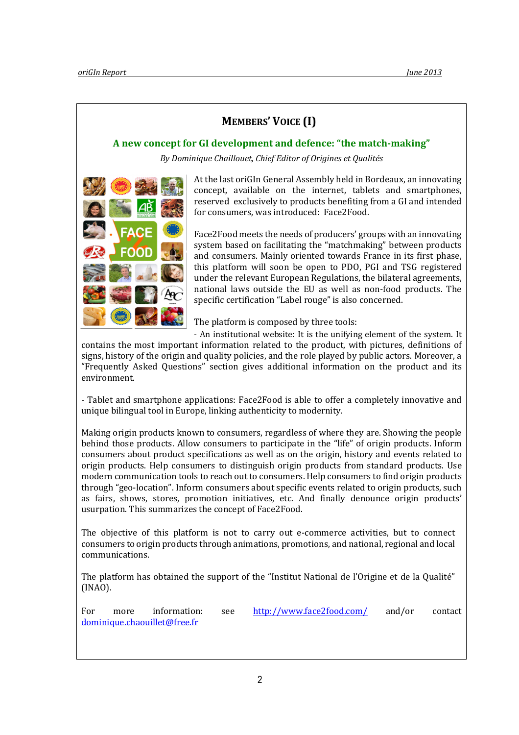## Members' Voice (I)

### A new concept for GI development and defence: "the match-making"

*By Dominique Chaillouet, Chief Editor of Origines et Qualités*

At the last oriGIn General Assembly held in Bordeaux, an innovating concept, available on the internet, tablets and smartphones, reserved exclusively to products benefiting from a GI and intended for consumers, was introduced: Face2Food.

Face2Food meets the needs of producers' groups with an innovating system based on facilitating the "matchmaking" between products and consumers. Mainly oriented towards France in its first phase, this platform will soon be open to PDO, PGI and TSG registered under the relevant European Regulations, the bilateral agreements, national laws outside the EU as well as non-food products. The specific certification "Label rouge" is also concerned.

The platform is composed by three tools:

- An institutional website: It is the unifying element of the system. It contains the most important information related to the product, with pictures, definitions of signs, history of the origin and quality policies, and the role played by public actors. Moreover, a "Frequently Asked Questions" section gives additional information on the product and its environment.

- Tablet and smartphone applications: Face2Food is able to offer a completely innovative and unique bilingual tool in Europe, linking authenticity to modernity.

Making origin products known to consumers, regardless of where they are. Showing the people behind those products. Allow consumers to participate in the "life" of origin products. Inform consumers about product specifications as well as on the origin, history and events related to origin products. Help consumers to distinguish origin products from standard products. Use modern communication tools to reach out to consumers. Help consumers to find origin products through "geo-location". Inform consumers about specific events related to origin products, such as fairs, shows, stores, promotion initiatives, etc. And finally denounce origin products' usurpation. This summarizes the concept of Face2Food.

The objective of this platform is not to carry out e-commerce activities, but to connect consumers to origin products through animations, promotions, and national, regional and local communications.

The platform has obtained the support of the "Institut National de l'Origine et de la Qualité" (INAO).

For more information: see http://www.face2food.com/ and/or contact dominique.chaouillet@free.fr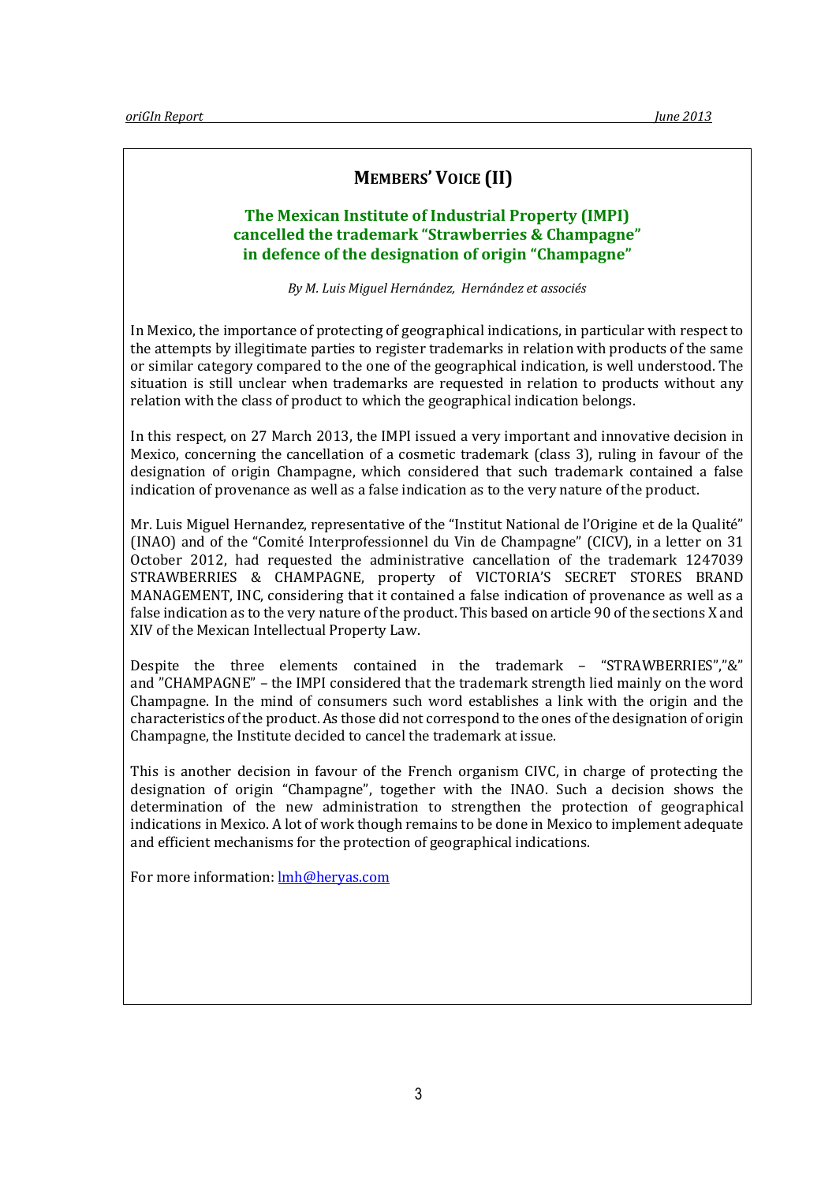## Members' Voice (II)

### The Mexican Institute of Industrial Property (IMPI) cancelled the trademark "Strawberries & Champagne" in defence of the designation of origin "Champagne"

*By M. Luis Miguel Hernández, Hernández et associés*

In Mexico, the importance of protecting of geographical indications, in particular with respect to the attempts by illegitimate parties to register trademarks in relation with products of the same or similar category compared to the one of the geographical indication, is well understood. The situation is still unclear when trademarks are requested in relation to products without any relation with the class of product to which the geographical indication belongs.

In this respect, on 27 March 2013, the IMPI issued a very important and innovative decision in Mexico, concerning the cancellation of a cosmetic trademark (class 3), ruling in favour of the designation of origin Champagne, which considered that such trademark contained a false indication of provenance as well as a false indication as to the very nature of the product.

Mr. Luis Miguel Hernandez, representative of the "Institut National de l'Origine et de la Qualité" (INAO) and of the "Comité Interprofessionnel du Vin de Champagne" (CICV), in a letter on 31 October 2012, had requested the administrative cancellation of the trademark 1247039 STRAWBERRIES & CHAMPAGNE, property of VICTORIA'S SECRET STORES BRAND MANAGEMENT, INC, considering that it contained a false indication of provenance as well as a false indication as to the very nature of the product. This based on article 90 of the sections X and XIV of the Mexican Intellectual Property Law.

Despite the three elements contained in the trademark – "STRAWBERRIES","&" and "CHAMPAGNE" – the IMPI considered that the trademark strength lied mainly on the word Champagne. In the mind of consumers such word establishes a link with the origin and the characteristics of the product. As those did not correspond to the ones of the designation of origin Champagne, the Institute decided to cancel the trademark at issue.

This is another decision in favour of the French organism CIVC, in charge of protecting the designation of origin "Champagne", together with the INAO. Such a decision shows the determination of the new administration to strengthen the protection of geographical indications in Mexico. A lot of work though remains to be done in Mexico to implement adequate and efficient mechanisms for the protection of geographical indications.

For more information: lmh@heryas.com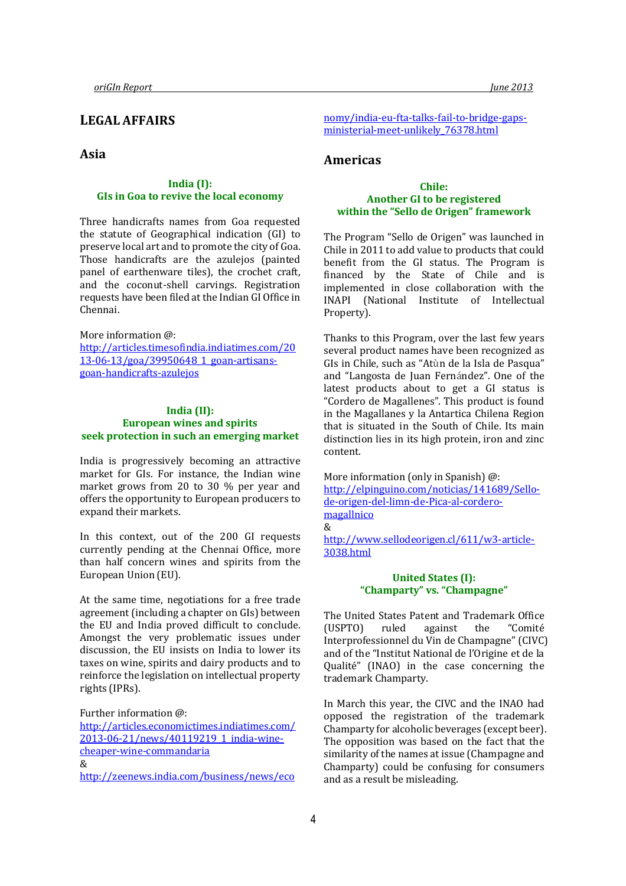# LEGAL AFFAIRS

## Asia

### India (I): GIs in Goa to revive the local economy

Three handicrafts names from Goa requested the statute of Geographical indication (GI) to preserve local art and to promote the city of Goa. Those handicrafts are the azulejos (painted panel of earthenware tiles), the crochet craft, and the coconut-shell carvings. Registration requests have been filed at the Indian GI Office in Chennai.

More information @:
http://articles.timesofindia.indiatimes.com/2013-06-13/goa/39950648_1_goan-artisans-goan-handicrafts-azulejos

### India (II): European wines and spirits seek protection in such an emerging market

India is progressively becoming an attractive market for GIs. For instance, the Indian wine market grows from 20 to 30 % per year and offers the opportunity to European producers to expand their markets.

In this context, out of the 200 GI requests currently pending at the Chennai Office, more than half concern wines and spirits from the European Union (EU).

At the same time, negotiations for a free trade agreement (including a chapter on GIs) between the EU and India proved difficult to conclude. Amongst the very problematic issues under discussion, the EU insists on India to lower its taxes on wine, spirits and dairy products and to reinforce the legislation on intellectual property rights (IPRs).

Further information @:
http://articles.economictimes.indiatimes.com/2013-06-21/news/40119219_1_india-wine-cheaper-wine-commandaria
&
http://zeenews.india.com/business/news/economy/india-eu-fta-talks-fail-to-bridge-gaps-ministerial-meet-unlikely_76378.html

## Americas

### Chile: Another GI to be registered within the "Sello de Origen" framework

The Program "Sello de Origen" was launched in Chile in 2011 to add value to products that could benefit from the GI status. The Program is financed by the State of Chile and is implemented in close collaboration with the INAPI (National Institute of Intellectual Property).

Thanks to this Program, over the last few years several product names have been recognized as GIs in Chile, such as "Atùn de la Isla de Pasqua" and "Langosta de Juan Fernández". One of the latest products about to get a GI status is "Cordero de Magallenes". This product is found in the Magallanes y la Antartica Chilena Region that is situated in the South of Chile. Its main distinction lies in its high protein, iron and zinc content.

More information (only in Spanish) @:
http://elpinguino.com/noticias/141689/Sello-de-origen-del-limn-de-Pica-al-cordero-magallnico
&
http://www.sellodeorigen.cl/611/w3-article-3038.html

### United States (I): "Champarty" vs. "Champagne"

The United States Patent and Trademark Office (USPTO) ruled against the "Comité Interprofessionnel du Vin de Champagne" (CIVC) and of the "Institut National de l'Origine et de la Qualité" (INAO) in the case concerning the trademark Champarty.

In March this year, the CIVC and the INAO had opposed the registration of the trademark Champarty for alcoholic beverages (except beer). The opposition was based on the fact that the similarity of the names at issue (Champagne and Champarty) could be confusing for consumers and as a result be misleading.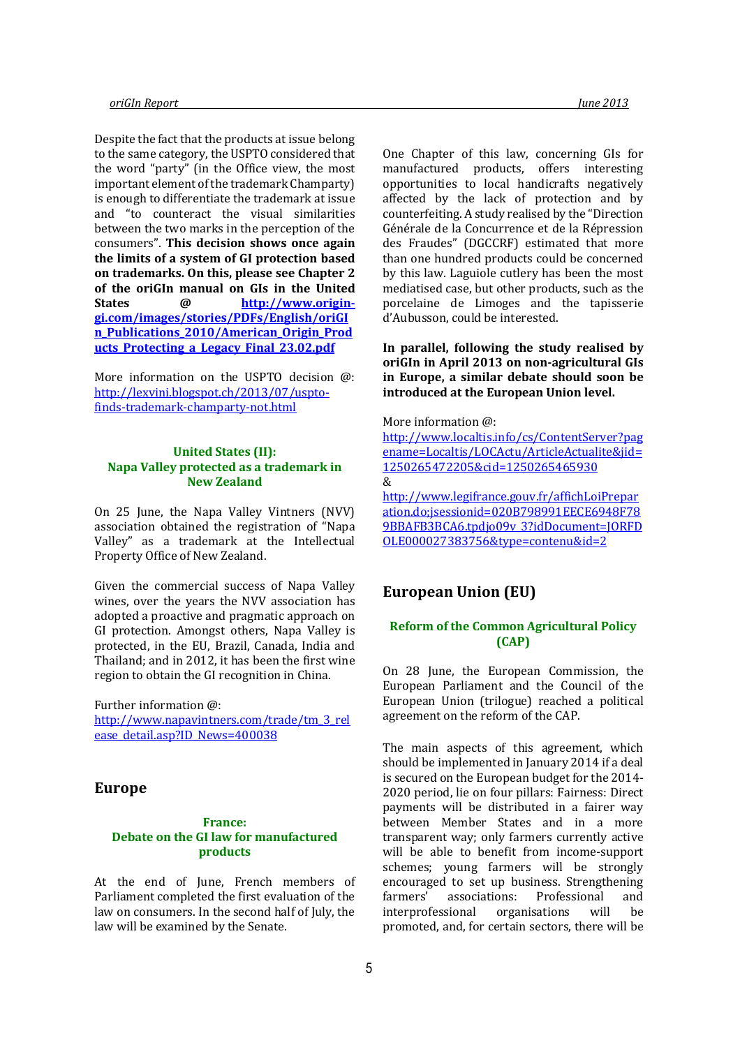Despite the fact that the products at issue belong to the same category, the USPTO considered that the word "party" (in the Office view, the most important element of the trademark Champarty) is enough to differentiate the trademark at issue and "to counteract the visual similarities between the two marks in the perception of the consumers". **This decision shows once again the limits of a system of GI protection based on trademarks. On this, please see Chapter 2 of the oriGIn manual on GIs in the United States @ http://www.origin-gi.com/images/stories/PDFs/English/oriGIn_Publications_2010/American_Origin_Products_Protecting_a_Legacy_Final_23.02.pdf**

More information on the USPTO decision @: http://lexvini.blogspot.ch/2013/07/uspto-finds-trademark-champarty-not.html

### United States (II): Napa Valley protected as a trademark in New Zealand

On 25 June, the Napa Valley Vintners (NVV) association obtained the registration of "Napa Valley" as a trademark at the Intellectual Property Office of New Zealand.

Given the commercial success of Napa Valley wines, over the years the NVV association has adopted a proactive and pragmatic approach on GI protection. Amongst others, Napa Valley is protected, in the EU, Brazil, Canada, India and Thailand; and in 2012, it has been the first wine region to obtain the GI recognition in China.

Further information @: http://www.napavintners.com/trade/tm_3_release_detail.asp?ID_News=400038

## Europe

### France: Debate on the GI law for manufactured products

At the end of June, French members of Parliament completed the first evaluation of the law on consumers. In the second half of July, the law will be examined by the Senate.

One Chapter of this law, concerning GIs for manufactured products, offers interesting opportunities to local handicrafts negatively affected by the lack of protection and by counterfeiting. A study realised by the "Direction Générale de la Concurrence et de la Répression des Fraudes" (DGCCRF) estimated that more than one hundred products could be concerned by this law. Laguiole cutlery has been the most mediatised case, but other products, such as the porcelaine de Limoges and the tapisserie d'Aubusson, could be interested.

**In parallel, following the study realised by oriGIn in April 2013 on non-agricultural GIs in Europe, a similar debate should soon be introduced at the European Union level.**

More information @:
http://www.localtis.info/cs/ContentServer?pagename=Localtis/LOCActu/ArticleActualite&jid=1250265472205&cid=1250265465930
&
http://www.legifrance.gouv.fr/affichLoiPreparation.do;jsessionid=020B798991EECE6948F789BBAFB3BCA6.tpdjo09v_3?idDocument=JORFDOLE000027383756&type=contenu&id=2

## European Union (EU)

### Reform of the Common Agricultural Policy (CAP)

On 28 June, the European Commission, the European Parliament and the Council of the European Union (trilogue) reached a political agreement on the reform of the CAP.

The main aspects of this agreement, which should be implemented in January 2014 if a deal is secured on the European budget for the 2014-2020 period, lie on four pillars: Fairness: Direct payments will be distributed in a fairer way between Member States and in a more transparent way; only farmers currently active will be able to benefit from income-support schemes; young farmers will be strongly encouraged to set up business. Strengthening farmers' associations: Professional and interprofessional organisations will be promoted, and, for certain sectors, there will be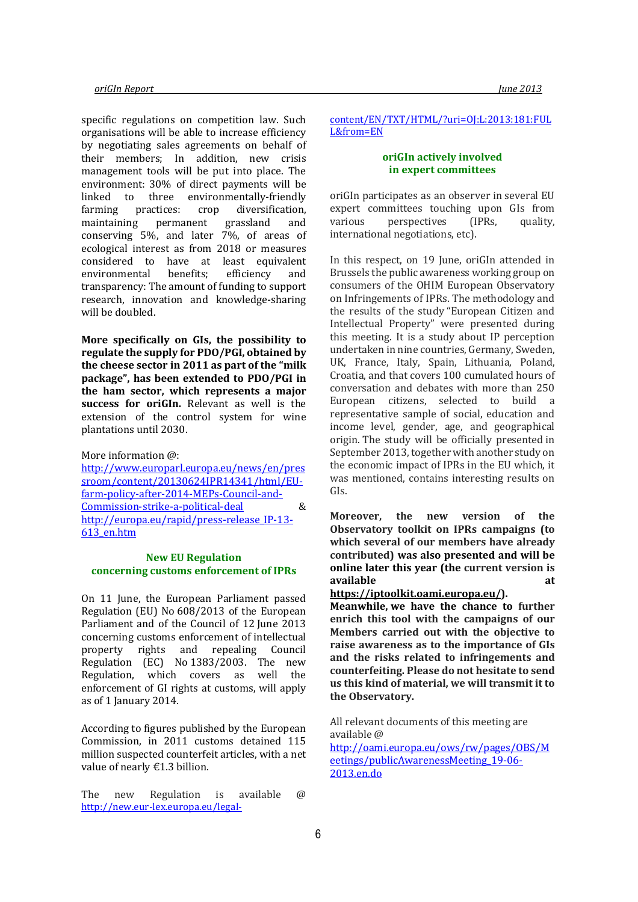specific regulations on competition law. Such organisations will be able to increase efficiency by negotiating sales agreements on behalf of their members; In addition, new crisis management tools will be put into place. The environment: 30% of direct payments will be linked to three environmentally-friendly farming practices: crop diversification, maintaining permanent grassland and conserving 5%, and later 7%, of areas of ecological interest as from 2018 or measures considered to have at least equivalent environmental benefits; efficiency and transparency: The amount of funding to support research, innovation and knowledge-sharing will be doubled.

**More specifically on GIs, the possibility to regulate the supply for PDO/PGI, obtained by the cheese sector in 2011 as part of the "milk package", has been extended to PDO/PGI in the ham sector, which represents a major success for oriGIn.** Relevant as well is the extension of the control system for wine plantations until 2030.

More information @: http://www.europarl.europa.eu/news/en/pressroom/content/20130624IPR14341/html/EU-farm-policy-after-2014-MEPs-Council-and-Commission-strike-a-political-deal & http://europa.eu/rapid/press-release_IP-13-613_en.htm

## New EU Regulation concerning customs enforcement of IPRs

On 11 June, the European Parliament passed Regulation (EU) No 608/2013 of the European Parliament and of the Council of 12 June 2013 concerning customs enforcement of intellectual property rights and repealing Council Regulation (EC) No 1383/2003. The new Regulation, which covers as well the enforcement of GI rights at customs, will apply as of 1 January 2014.

According to figures published by the European Commission, in 2011 customs detained 115 million suspected counterfeit articles, with a net value of nearly €1.3 billion.

The new Regulation is available @ http://new.eur-lex.europa.eu/legal-content/EN/TXT/HTML/?uri=OJ:L:2013:181:FULL&from=EN

## oriGIn actively involved in expert committees

oriGIn participates as an observer in several EU expert committees touching upon GIs from various perspectives (IPRs, quality, international negotiations, etc).

In this respect, on 19 June, oriGIn attended in Brussels the public awareness working group on consumers of the OHIM European Observatory on Infringements of IPRs. The methodology and the results of the study "European Citizen and Intellectual Property" were presented during this meeting. It is a study about IP perception undertaken in nine countries, Germany, Sweden, UK, France, Italy, Spain, Lithuania, Poland, Croatia, and that covers 100 cumulated hours of conversation and debates with more than 250 European citizens, selected to build a representative sample of social, education and income level, gender, age, and geographical origin. The study will be officially presented in September 2013, together with another study on the economic impact of IPRs in the EU which, it was mentioned, contains interesting results on GIs.

**Moreover, the new version of the Observatory toolkit on IPRs campaigns (to which several of our members have already contributed) was also presented and will be online later this year (the current version is available at https://iptoolkit.oami.europa.eu/). Meanwhile, we have the chance to further enrich this tool with the campaigns of our Members carried out with the objective to raise awareness as to the importance of GIs and the risks related to infringements and counterfeiting. Please do not hesitate to send us this kind of material, we will transmit it to the Observatory.**

All relevant documents of this meeting are available @ http://oami.europa.eu/ows/rw/pages/OBS/Meetings/publicAwarenessMeeting_19-06-2013.en.do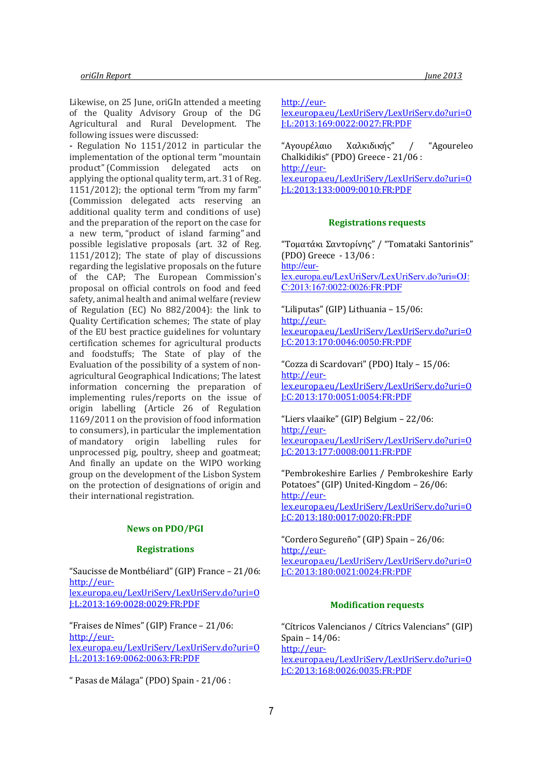Likewise, on 25 June, oriGIn attended a meeting of the Quality Advisory Group of the DG Agricultural and Rural Development. The following issues were discussed:

- Regulation No 1151/2012 in particular the implementation of the optional term "mountain product" (Commission delegated acts on applying the optional quality term, art. 31 of Reg. 1151/2012); the optional term "from my farm" (Commission delegated acts reserving an additional quality term and conditions of use) and the preparation of the report on the case for a new term, "product of island farming" and possible legislative proposals (art. 32 of Reg. 1151/2012); The state of play of discussions regarding the legislative proposals on the future of the CAP; The European Commission's proposal on official controls on food and feed safety, animal health and animal welfare (review of Regulation (EC) No 882/2004): the link to Quality Certification schemes; The state of play of the EU best practice guidelines for voluntary certification schemes for agricultural products and foodstuffs; The State of play of the Evaluation of the possibility of a system of non-agricultural Geographical Indications; The latest information concerning the preparation of implementing rules/reports on the issue of origin labelling (Article 26 of Regulation 1169/2011 on the provision of food information to consumers), in particular the implementation of mandatory origin labelling rules for unprocessed pig, poultry, sheep and goatmeat; And finally an update on the WIPO working group on the development of the Lisbon System on the protection of designations of origin and their international registration.

## News on PDO/PGI

### Registrations

"Saucisse de Montbéliard" (GIP) France – 21/06: http://eur-lex.europa.eu/LexUriServ/LexUriServ.do?uri=OJ:L:2013:169:0028:0029:FR:PDF

"Fraises de Nîmes" (GIP) France – 21/06: http://eur-lex.europa.eu/LexUriServ/LexUriServ.do?uri=OJ:L:2013:169:0062:0063:FR:PDF

" Pasas de Málaga" (PDO) Spain - 21/06 : http://eur-lex.europa.eu/LexUriServ/LexUriServ.do?uri=OJ:L:2013:169:0022:0027:FR:PDF

"Αγουρέλαιο Χαλκιδικής" / "Agoureleo Chalkidikis" (PDO) Greece - 21/06 : http://eur-lex.europa.eu/LexUriServ/LexUriServ.do?uri=OJ:L:2013:133:0009:0010:FR:PDF

### Registrations requests

"Τοματάκι Σαντορίνης" / "Tomataki Santorinis" (PDO) Greece - 13/06 : http://eur-lex.europa.eu/LexUriServ/LexUriServ.do?uri=OJ:C:2013:167:0022:0026:FR:PDF

"Liliputas" (GIP) Lithuania – 15/06: http://eur-lex.europa.eu/LexUriServ/LexUriServ.do?uri=OJ:C:2013:170:0046:0050:FR:PDF

"Cozza di Scardovari" (PDO) Italy – 15/06: http://eur-lex.europa.eu/LexUriServ/LexUriServ.do?uri=OJ:C:2013:170:0051:0054:FR:PDF

"Liers vlaaike" (GIP) Belgium – 22/06: http://eur-lex.europa.eu/LexUriServ/LexUriServ.do?uri=OJ:C:2013:177:0008:0011:FR:PDF

"Pembrokeshire Earlies / Pembrokeshire Early Potatoes" (GIP) United-Kingdom – 26/06: http://eur-lex.europa.eu/LexUriServ/LexUriServ.do?uri=OJ:C:2013:180:0017:0020:FR:PDF

"Cordero Segureño" (GIP) Spain – 26/06: http://eur-lex.europa.eu/LexUriServ/LexUriServ.do?uri=OJ:C:2013:180:0021:0024:FR:PDF

### Modification requests

"Cítricos Valencianos / Cítrics Valencians" (GIP) Spain – 14/06: http://eur-lex.europa.eu/LexUriServ/LexUriServ.do?uri=OJ:C:2013:168:0026:0035:FR:PDF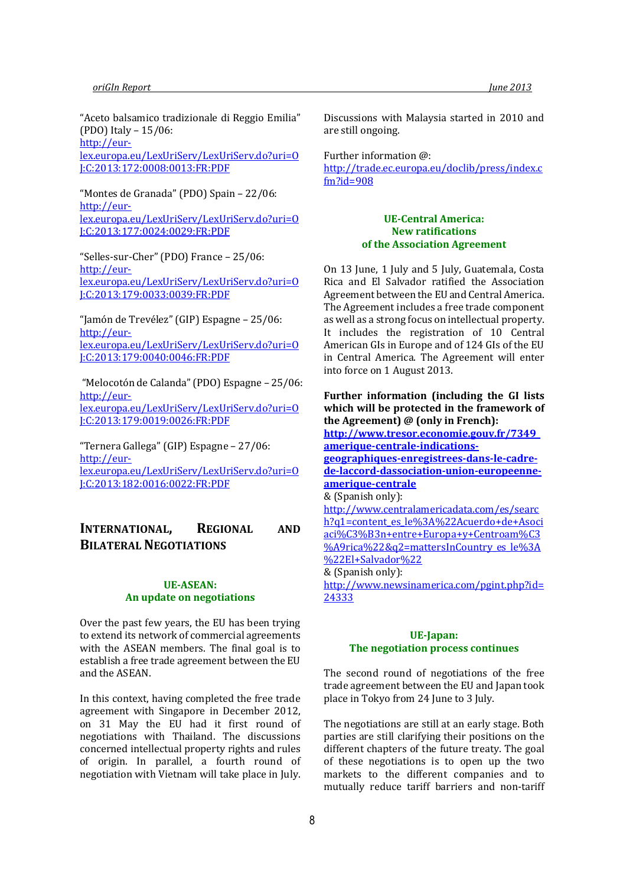"Aceto balsamico tradizionale di Reggio Emilia" (PDO) Italy – 15/06:
[http://eur-lex.europa.eu/LexUriServ/LexUriServ.do?uri=OJ:C:2013:172:0008:0013:FR:PDF](http://eur-lex.europa.eu/LexUriServ/LexUriServ.do?uri=OJ:C:2013:172:0008:0013:FR:PDF)

"Montes de Granada" (PDO) Spain – 22/06:
[http://eur-lex.europa.eu/LexUriServ/LexUriServ.do?uri=OJ:C:2013:177:0024:0029:FR:PDF](http://eur-lex.europa.eu/LexUriServ/LexUriServ.do?uri=OJ:C:2013:177:0024:0029:FR:PDF)

"Selles-sur-Cher" (PDO) France – 25/06:
[http://eur-lex.europa.eu/LexUriServ/LexUriServ.do?uri=OJ:C:2013:179:0033:0039:FR:PDF](http://eur-lex.europa.eu/LexUriServ/LexUriServ.do?uri=OJ:C:2013:179:0033:0039:FR:PDF)

"Jamón de Trevélez" (GIP) Espagne – 25/06:
[http://eur-lex.europa.eu/LexUriServ/LexUriServ.do?uri=OJ:C:2013:179:0040:0046:FR:PDF](http://eur-lex.europa.eu/LexUriServ/LexUriServ.do?uri=OJ:C:2013:179:0040:0046:FR:PDF)

"Melocotón de Calanda" (PDO) Espagne – 25/06:
[http://eur-lex.europa.eu/LexUriServ/LexUriServ.do?uri=OJ:C:2013:179:0019:0026:FR:PDF](http://eur-lex.europa.eu/LexUriServ/LexUriServ.do?uri=OJ:C:2013:179:0019:0026:FR:PDF)

"Ternera Gallega" (GIP) Espagne – 27/06:
[http://eur-lex.europa.eu/LexUriServ/LexUriServ.do?uri=OJ:C:2013:182:0016:0022:FR:PDF](http://eur-lex.europa.eu/LexUriServ/LexUriServ.do?uri=OJ:C:2013:182:0016:0022:FR:PDF)

## INTERNATIONAL, REGIONAL AND BILATERAL NEGOTIATIONS

### UE-ASEAN: An update on negotiations

Over the past few years, the EU has been trying to extend its network of commercial agreements with the ASEAN members. The final goal is to establish a free trade agreement between the EU and the ASEAN.

In this context, having completed the free trade agreement with Singapore in December 2012, on 31 May the EU had it first round of negotiations with Thailand. The discussions concerned intellectual property rights and rules of origin. In parallel, a fourth round of negotiation with Vietnam will take place in July.

Discussions with Malaysia started in 2010 and are still ongoing.

Further information @:
[http://trade.ec.europa.eu/doclib/press/index.cfm?id=908](http://trade.ec.europa.eu/doclib/press/index.cfm?id=908)

### UE-Central America: New ratifications of the Association Agreement

On 13 June, 1 July and 5 July, Guatemala, Costa Rica and El Salvador ratified the Association Agreement between the EU and Central America. The Agreement includes a free trade component as well as a strong focus on intellectual property. It includes the registration of 10 Central American GIs in Europe and of 124 GIs of the EU in Central America. The Agreement will enter into force on 1 August 2013.

**Further information (including the GI lists which will be protected in the framework of the Agreement) @ (only in French):**
**[http://www.tresor.economie.gouv.fr/7349_amerique-centrale-indications-geographiques-enregistrees-dans-le-cadre-de-laccord-dassociation-union-europeenne-amerique-centrale](http://www.tresor.economie.gouv.fr/7349_amerique-centrale-indications-geographiques-enregistrees-dans-le-cadre-de-laccord-dassociation-union-europeenne-amerique-centrale)**
& (Spanish only):
[http://www.centralamericadata.com/es/search?q1=content_es_le%3A%22Acuerdo+de+Asociaci%C3%B3n+entre+Europa+y+Centroam%C3%A9rica%22&q2=mattersInCountry_es_le%3A%22El+Salvador%22](http://www.centralamericadata.com/es/search?q1=content_es_le%3A%22Acuerdo+de+Asociaci%C3%B3n+entre+Europa+y+Centroam%C3%A9rica%22&q2=mattersInCountry_es_le%3A%22El+Salvador%22)
& (Spanish only):
[http://www.newsinamerica.com/pgint.php?id=24333](http://www.newsinamerica.com/pgint.php?id=24333)

### UE-Japan: The negotiation process continues

The second round of negotiations of the free trade agreement between the EU and Japan took place in Tokyo from 24 June to 3 July.

The negotiations are still at an early stage. Both parties are still clarifying their positions on the different chapters of the future treaty. The goal of these negotiations is to open up the two markets to the different companies and to mutually reduce tariff barriers and non-tariff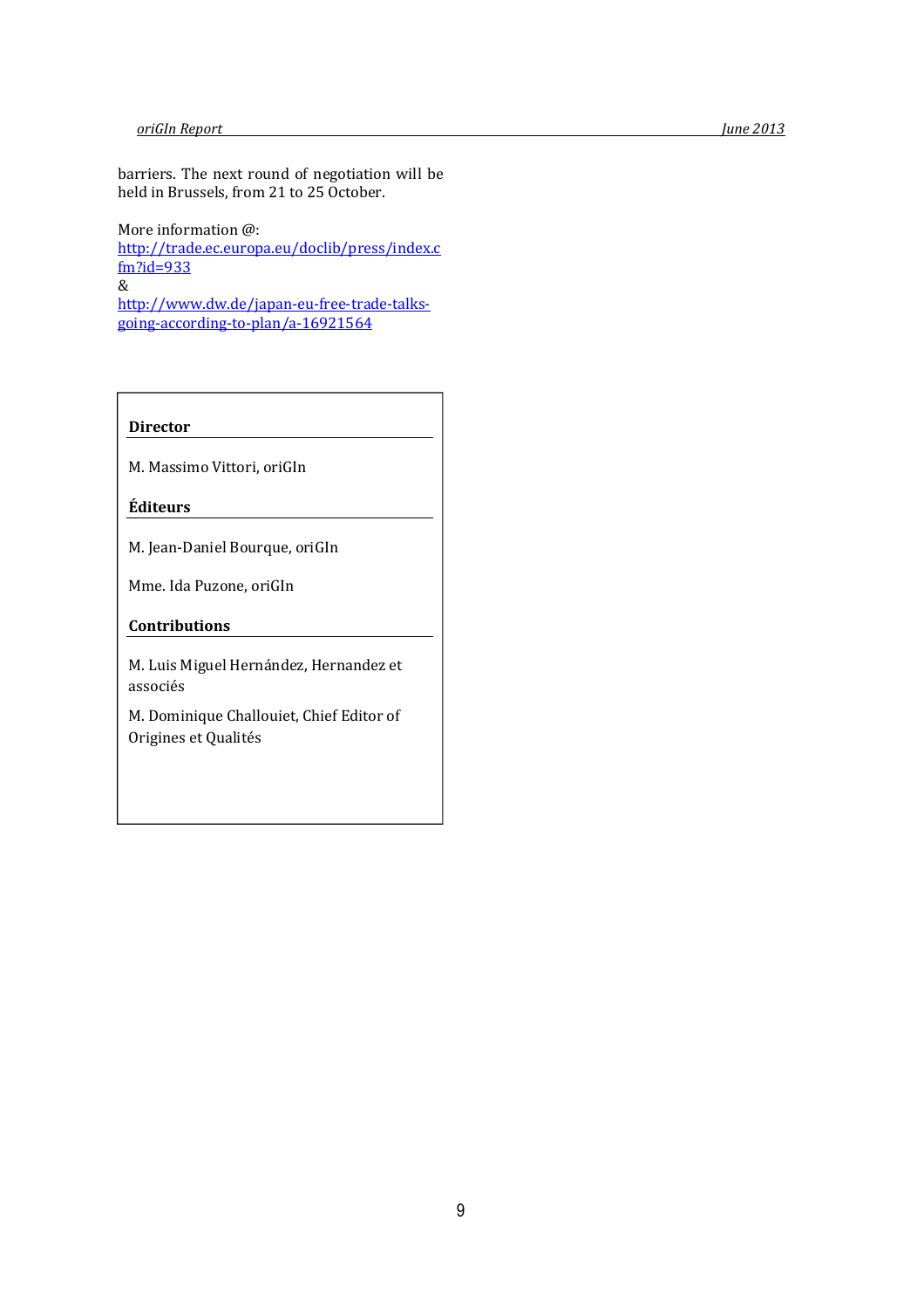barriers. The next round of negotiation will be held in Brussels, from 21 to 25 October.

More information @:
http://trade.ec.europa.eu/doclib/press/index.cfm?id=933
&
http://www.dw.de/japan-eu-free-trade-talks-going-according-to-plan/a-16921564

**Director**

M. Massimo Vittori, oriGIn

**Éditeurs**

M. Jean-Daniel Bourque, oriGIn

Mme. Ida Puzone, oriGIn

**Contributions**

M. Luis Miguel Hernández, Hernandez et associés

M. Dominique Challouiet, Chief Editor of Origines et Qualités